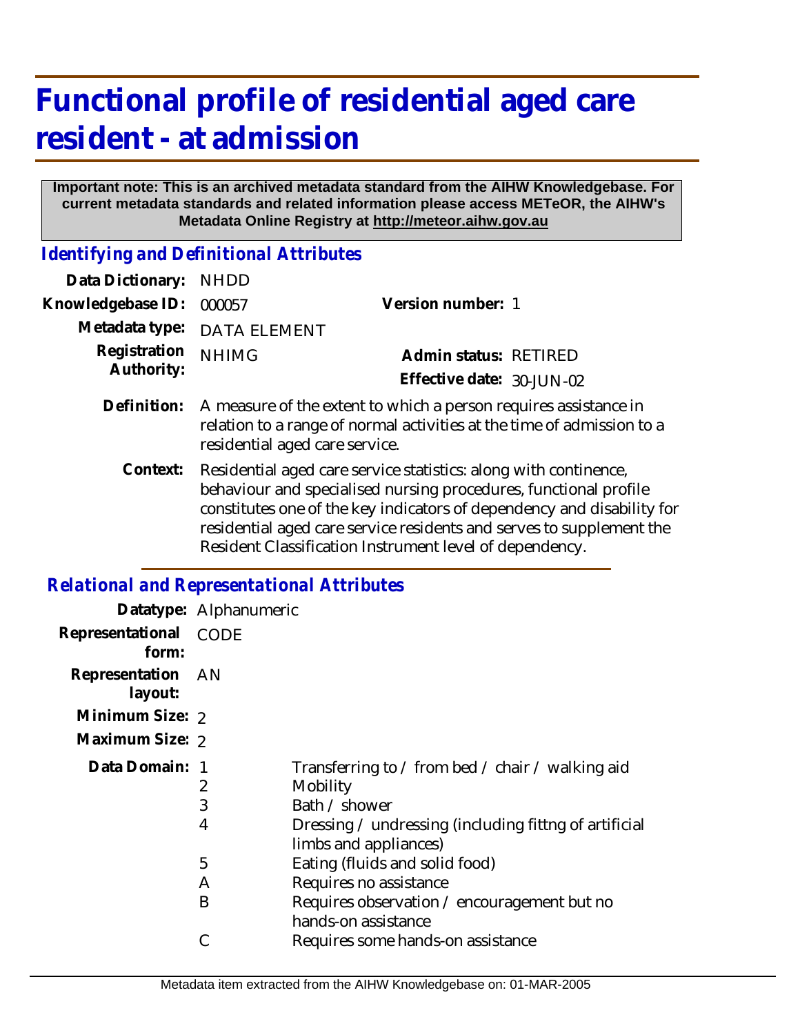# Functional profile of residential aged care resident - at admission

**Important note: This is an archived metadata standard from the AIHW Knowledgebase. For current metadata standards and related information please access METeOR, the AIHW's Metadata Online Registry at http://meteor.aihw.gov.au**

## *Identifying and Definitional Attributes*

| | | | |
|---|---|---|---|
| **Data Dictionary:** | NHDD | | |
| **Knowledgebase ID:** | 000057 | **Version number:** | 1 |
| **Metadata type:** | DATA ELEMENT | | |
| **Registration Authority:** | NHIMG | **Admin status:** | RETIRED |
| | | **Effective date:** | 30-JUN-02 |

**Definition:** A measure of the extent to which a person requires assistance in relation to a range of normal activities at the time of admission to a residential aged care service.

**Context:** Residential aged care service statistics: along with continence, behaviour and specialised nursing procedures, functional profile constitutes one of the key indicators of dependency and disability for residential aged care service residents and serves to supplement the Resident Classification Instrument level of dependency.

## *Relational and Representational Attributes*

**Datatype:** Alphanumeric

**Representational form:** CODE

**Representation layout:** AN

**Minimum Size:** 2

**Maximum Size:** 2

**Data Domain:**

| | |
|---|---|
| 1 | Transferring to / from bed / chair / walking aid |
| 2 | Mobility |
| 3 | Bath / shower |
| 4 | Dressing / undressing (including fittng of artificial limbs and appliances) |
| 5 | Eating (fluids and solid food) |
| A | Requires no assistance |
| B | Requires observation / encouragement but no hands-on assistance |
| C | Requires some hands-on assistance |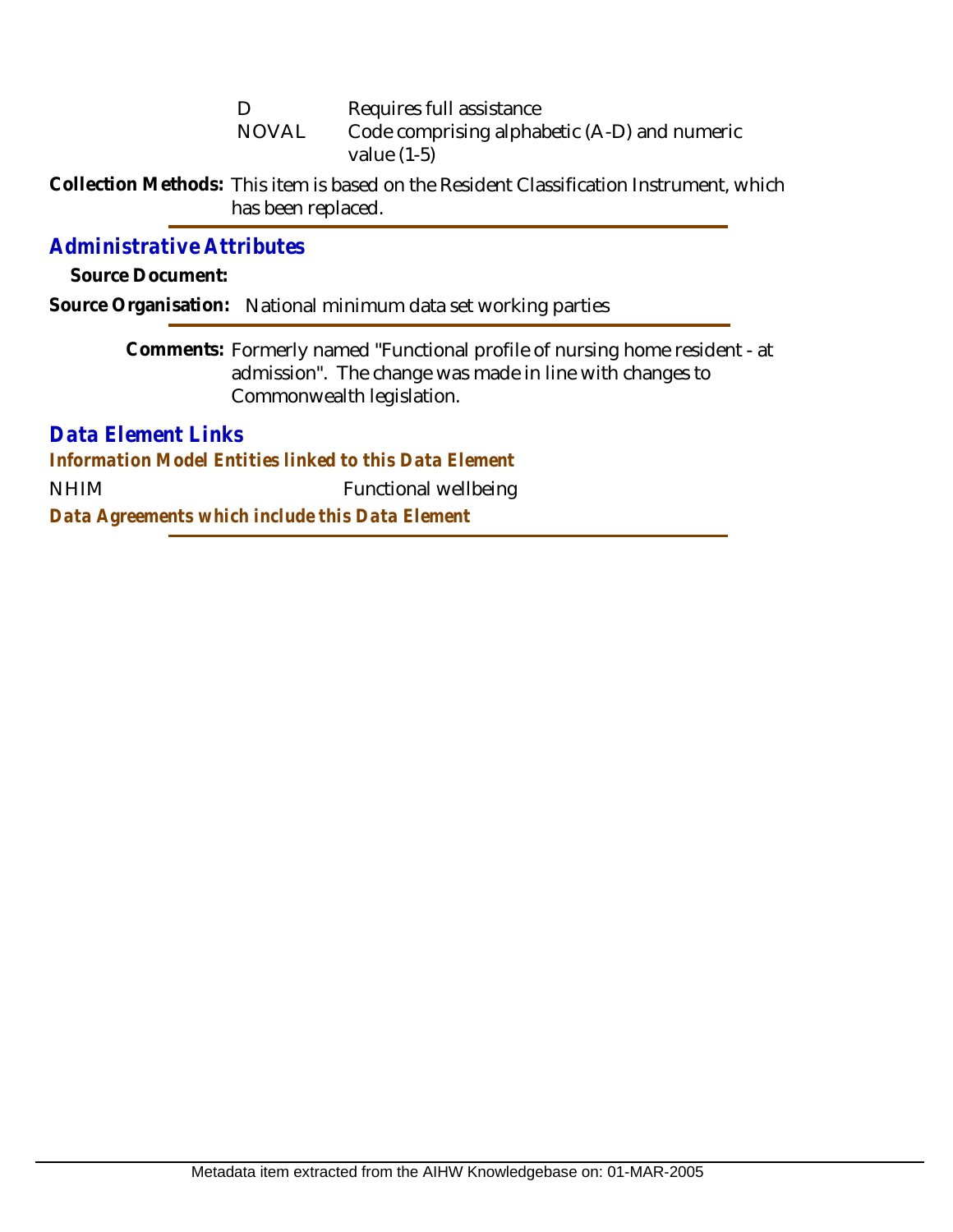| | |
|---|---|
| D | Requires full assistance |
| NOVAL | Code comprising alphabetic (A-D) and numeric value (1-5) |

**Collection Methods:** This item is based on the Resident Classification Instrument, which has been replaced.

## Administrative Attributes

**Source Document:**

**Source Organisation:** National minimum data set working parties

**Comments:** Formerly named "Functional profile of nursing home resident - at admission". The change was made in line with changes to Commonwealth legislation.

## Data Element Links

***Information Model Entities linked to this Data Element***

| | |
|---|---|
| NHIM | Functional wellbeing |

***Data Agreements which include this Data Element***

Metadata item extracted from the AIHW Knowledgebase on: 01-MAR-2005